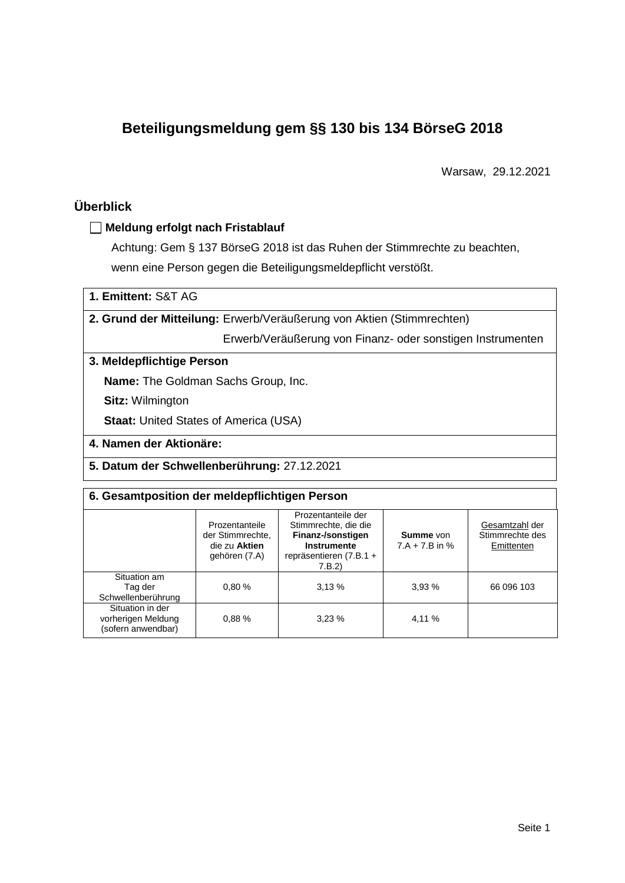# Beteiligungsmeldung gem §§ 130 bis 134 BörseG 2018

Warsaw, 29.12.2021

## Überblick

☐ **Meldung erfolgt nach Fristablauf**

Achtung: Gem § 137 BörseG 2018 ist das Ruhen der Stimmrechte zu beachten, wenn eine Person gegen die Beteiligungsmeldepflicht verstößt.

**1. Emittent:** S&T AG

**2. Grund der Mitteilung:** Erwerb/Veräußerung von Aktien (Stimmrechten)
Erwerb/Veräußerung von Finanz- oder sonstigen Instrumenten

**3. Meldepflichtige Person**

**Name:** The Goldman Sachs Group, Inc.

**Sitz:** Wilmington

**Staat:** United States of America (USA)

**4. Namen der Aktionäre:**

**5. Datum der Schwellenberührung:** 27.12.2021

**6. Gesamtposition der meldepflichtigen Person**

| | Prozentanteile der Stimmrechte, die zu **Aktien** gehören (7.A) | Prozentanteile der Stimmrechte, die die **Finanz-/sonstigen Instrumente** repräsentieren (7.B.1 + 7.B.2) | **Summe** von 7.A + 7.B in % | Gesamtzahl der Stimmrechte des Emittenten |
|---|---|---|---|---|
| Situation am Tag der Schwellenberührung | 0,80 % | 3,13 % | 3,93 % | 66 096 103 |
| Situation in der vorherigen Meldung (sofern anwendbar) | 0,88 % | 3,23 % | 4,11 % | |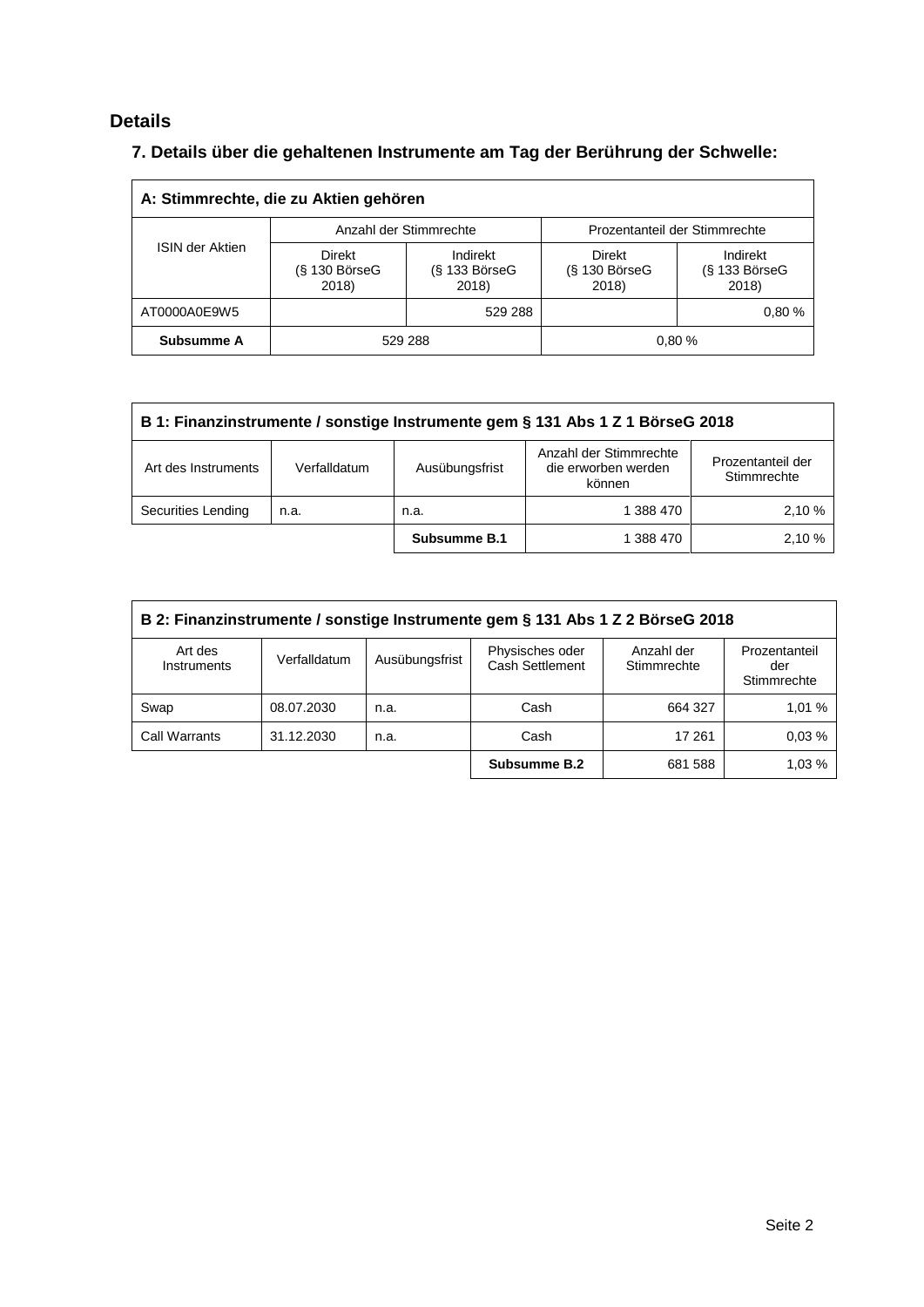## Details

### 7. Details über die gehaltenen Instrumente am Tag der Berührung der Schwelle:

| A: Stimmrechte, die zu Aktien gehören | | | | |
|---|---|---|---|---|
| ISIN der Aktien | Anzahl der Stimmrechte | | Prozentanteil der Stimmrechte | |
| | Direkt (§ 130 BörseG 2018) | Indirekt (§ 133 BörseG 2018) | Direkt (§ 130 BörseG 2018) | Indirekt (§ 133 BörseG 2018) |
| AT0000A0E9W5 | | 529 288 | | 0,80 % |
| **Subsumme A** | 529 288 | | 0,80 % | |

| B 1: Finanzinstrumente / sonstige Instrumente gem § 131 Abs 1 Z 1 BörseG 2018 | | | | |
|---|---|---|---|---|
| Art des Instruments | Verfalldatum | Ausübungsfrist | Anzahl der Stimmrechte die erworben werden können | Prozentanteil der Stimmrechte |
| Securities Lending | n.a. | n.a. | 1 388 470 | 2,10 % |
| | | **Subsumme B.1** | 1 388 470 | 2,10 % |

| B 2: Finanzinstrumente / sonstige Instrumente gem § 131 Abs 1 Z 2 BörseG 2018 | | | | | |
|---|---|---|---|---|---|
| Art des Instruments | Verfalldatum | Ausübungsfrist | Physisches oder Cash Settlement | Anzahl der Stimmrechte | Prozentanteil der Stimmrechte |
| Swap | 08.07.2030 | n.a. | Cash | 664 327 | 1,01 % |
| Call Warrants | 31.12.2030 | n.a. | Cash | 17 261 | 0,03 % |
| | | | **Subsumme B.2** | 681 588 | 1,03 % |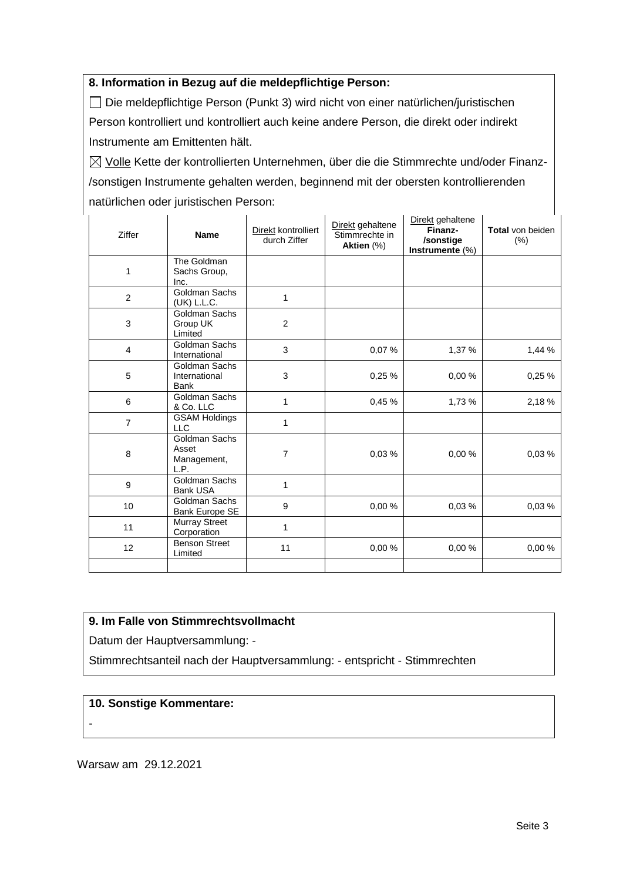### 8. Information in Bezug auf die meldepflichtige Person:

☐ Die meldepflichtige Person (Punkt 3) wird nicht von einer natürlichen/juristischen Person kontrolliert und kontrolliert auch keine andere Person, die direkt oder indirekt Instrumente am Emittenten hält.

☒ Volle Kette der kontrollierten Unternehmen, über die die Stimmrechte und/oder Finanz-/sonstigen Instrumente gehalten werden, beginnend mit der obersten kontrollierenden natürlichen oder juristischen Person:

| Ziffer | Name | Direkt kontrolliert durch Ziffer | Direkt gehaltene Stimmrechte in Aktien (%) | Direkt gehaltene Finanz-/sonstige Instrumente (%) | Total von beiden (%) |
|---|---|---|---|---|---|
| 1 | The Goldman Sachs Group, Inc. | | | | |
| 2 | Goldman Sachs (UK) L.L.C. | 1 | | | |
| 3 | Goldman Sachs Group UK Limited | 2 | | | |
| 4 | Goldman Sachs International | 3 | 0,07 % | 1,37 % | 1,44 % |
| 5 | Goldman Sachs International Bank | 3 | 0,25 % | 0,00 % | 0,25 % |
| 6 | Goldman Sachs & Co. LLC | 1 | 0,45 % | 1,73 % | 2,18 % |
| 7 | GSAM Holdings LLC | 1 | | | |
| 8 | Goldman Sachs Asset Management, L.P. | 7 | 0,03 % | 0,00 % | 0,03 % |
| 9 | Goldman Sachs Bank USA | 1 | | | |
| 10 | Goldman Sachs Bank Europe SE | 9 | 0,00 % | 0,03 % | 0,03 % |
| 11 | Murray Street Corporation | 1 | | | |
| 12 | Benson Street Limited | 11 | 0,00 % | 0,00 % | 0,00 % |
| | | | | | |

### 9. Im Falle von Stimmrechtsvollmacht

Datum der Hauptversammlung: -

Stimmrechtsanteil nach der Hauptversammlung: - entspricht - Stimmrechten

### 10. Sonstige Kommentare:

-

Warsaw am 29.12.2021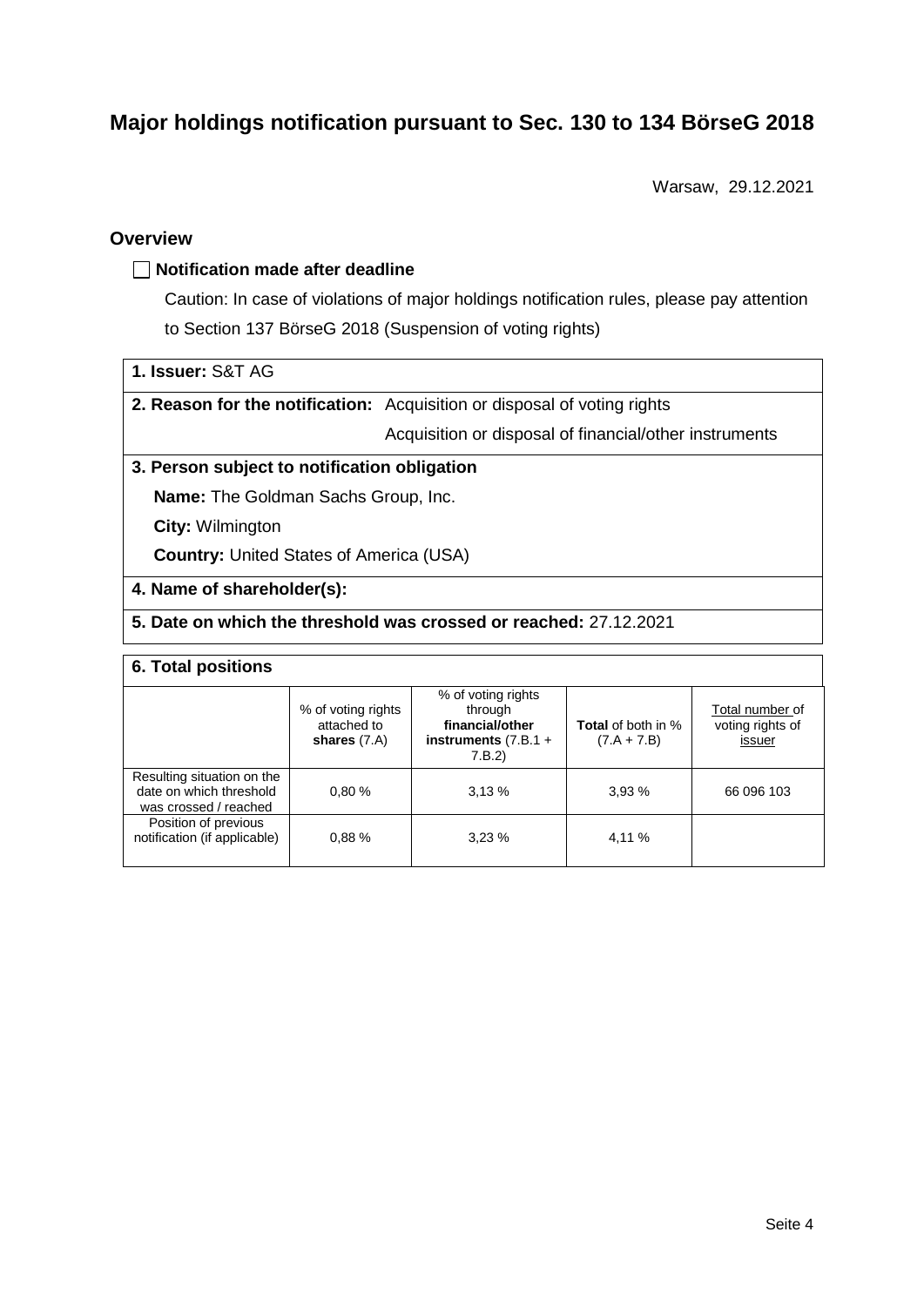# Major holdings notification pursuant to Sec. 130 to 134 BörseG 2018

Warsaw, 29.12.2021

## Overview

☐ **Notification made after deadline**

Caution: In case of violations of major holdings notification rules, please pay attention to Section 137 BörseG 2018 (Suspension of voting rights)

**1. Issuer:** S&T AG

**2. Reason for the notification:** Acquisition or disposal of voting rights

Acquisition or disposal of financial/other instruments

**3. Person subject to notification obligation**

**Name:** The Goldman Sachs Group, Inc.

**City:** Wilmington

**Country:** United States of America (USA)

**4. Name of shareholder(s):**

**5. Date on which the threshold was crossed or reached:** 27.12.2021

**6. Total positions**

| | % of voting rights attached to **shares** (7.A) | % of voting rights through **financial/other instruments** (7.B.1 + 7.B.2) | **Total** of both in % (7.A + 7.B) | Total number of voting rights of issuer |
|---|---|---|---|---|
| Resulting situation on the date on which threshold was crossed / reached | 0,80 % | 3,13 % | 3,93 % | 66 096 103 |
| Position of previous notification (if applicable) | 0,88 % | 3,23 % | 4,11 % | |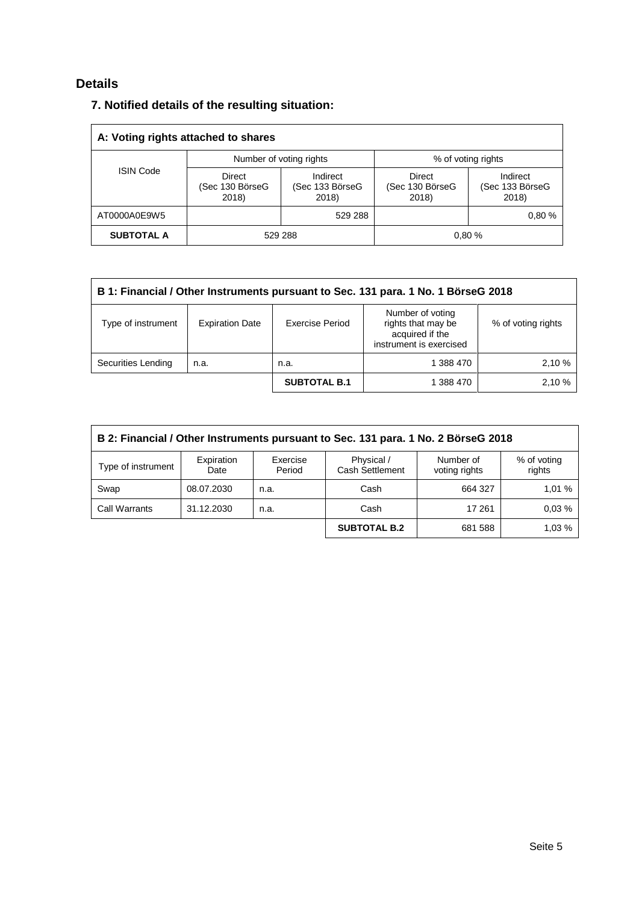## Details

### 7. Notified details of the resulting situation:

| A: Voting rights attached to shares | | | | |
|---|---|---|---|---|
| ISIN Code | Number of voting rights | | % of voting rights | |
| | Direct (Sec 130 BörseG 2018) | Indirect (Sec 133 BörseG 2018) | Direct (Sec 130 BörseG 2018) | Indirect (Sec 133 BörseG 2018) |
| AT0000A0E9W5 | | 529 288 | | 0,80 % |
| **SUBTOTAL A** | 529 288 | | 0,80 % | |

| B 1: Financial / Other Instruments pursuant to Sec. 131 para. 1 No. 1 BörseG 2018 | | | | |
|---|---|---|---|---|
| Type of instrument | Expiration Date | Exercise Period | Number of voting rights that may be acquired if the instrument is exercised | % of voting rights |
| Securities Lending | n.a. | n.a. | 1 388 470 | 2,10 % |
| | | **SUBTOTAL B.1** | 1 388 470 | 2,10 % |

| B 2: Financial / Other Instruments pursuant to Sec. 131 para. 1 No. 2 BörseG 2018 | | | | | |
|---|---|---|---|---|---|
| Type of instrument | Expiration Date | Exercise Period | Physical / Cash Settlement | Number of voting rights | % of voting rights |
| Swap | 08.07.2030 | n.a. | Cash | 664 327 | 1,01 % |
| Call Warrants | 31.12.2030 | n.a. | Cash | 17 261 | 0,03 % |
| | | | **SUBTOTAL B.2** | 681 588 | 1,03 % |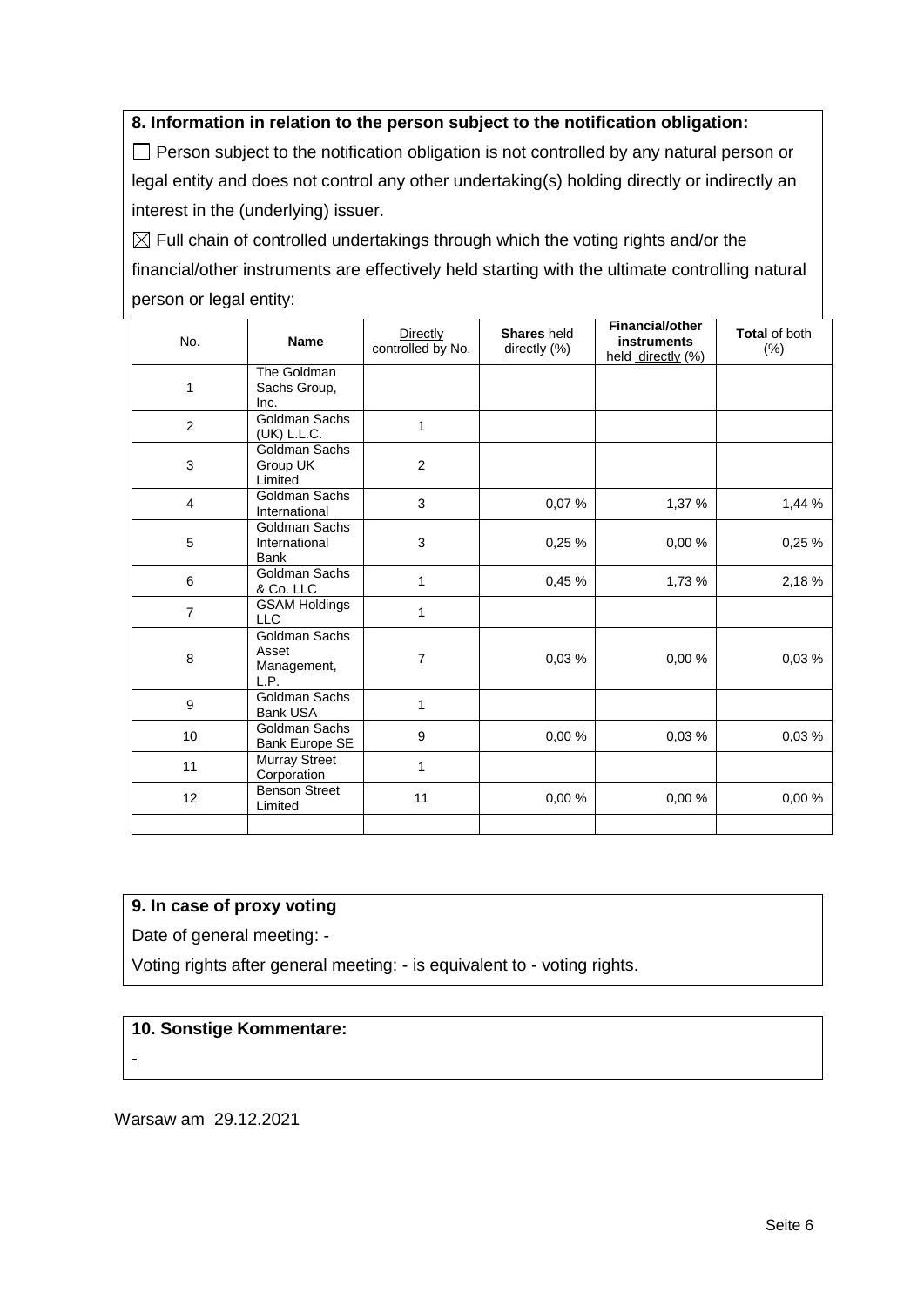**8. Information in relation to the person subject to the notification obligation:**

☐ Person subject to the notification obligation is not controlled by any natural person or legal entity and does not control any other undertaking(s) holding directly or indirectly an interest in the (underlying) issuer.

☒ Full chain of controlled undertakings through which the voting rights and/or the financial/other instruments are effectively held starting with the ultimate controlling natural person or legal entity:

| No. | Name | Directly controlled by No. | **Shares** held directly (%) | **Financial/other instruments** held directly (%) | **Total** of both (%) |
|---|---|---|---|---|---|
| 1 | The Goldman Sachs Group, Inc. | | | | |
| 2 | Goldman Sachs (UK) L.L.C. | 1 | | | |
| 3 | Goldman Sachs Group UK Limited | 2 | | | |
| 4 | Goldman Sachs International | 3 | 0,07 % | 1,37 % | 1,44 % |
| 5 | Goldman Sachs International Bank | 3 | 0,25 % | 0,00 % | 0,25 % |
| 6 | Goldman Sachs & Co. LLC | 1 | 0,45 % | 1,73 % | 2,18 % |
| 7 | GSAM Holdings LLC | 1 | | | |
| 8 | Goldman Sachs Asset Management, L.P. | 7 | 0,03 % | 0,00 % | 0,03 % |
| 9 | Goldman Sachs Bank USA | 1 | | | |
| 10 | Goldman Sachs Bank Europe SE | 9 | 0,00 % | 0,03 % | 0,03 % |
| 11 | Murray Street Corporation | 1 | | | |
| 12 | Benson Street Limited | 11 | 0,00 % | 0,00 % | 0,00 % |
| | | | | | |

**9. In case of proxy voting**

Date of general meeting: -

Voting rights after general meeting: - is equivalent to - voting rights.

**10. Sonstige Kommentare:**

-

Warsaw am 29.12.2021